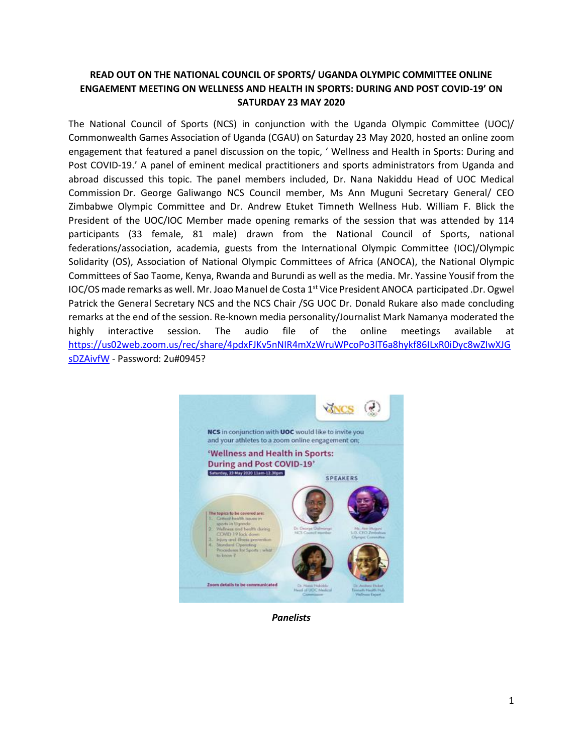**READ OUT ON THE NATIONAL COUNCIL OF SPORTS/ UGANDA OLYMPIC COMMITTEE ONLINE ENGAEMENT MEETING ON WELLNESS AND HEALTH IN SPORTS: DURING AND POST COVID-19' ON SATURDAY 23 MAY 2020**

The National Council of Sports (NCS) in conjunction with the Uganda Olympic Committee (UOC)/ Commonwealth Games Association of Uganda (CGAU) on Saturday 23 May 2020, hosted an online zoom engagement that featured a panel discussion on the topic, ' Wellness and Health in Sports: During and Post COVID-19.' A panel of eminent medical practitioners and sports administrators from Uganda and abroad discussed this topic. The panel members included, Dr. Nana Nakiddu Head of UOC Medical Commission Dr. George Galiwango NCS Council member, Ms Ann Muguni Secretary General/ CEO Zimbabwe Olympic Committee and Dr. Andrew Etuket Timneth Wellness Hub. William F. Blick the President of the UOC/IOC Member made opening remarks of the session that was attended by 114 participants (33 female, 81 male) drawn from the National Council of Sports, national federations/association, academia, guests from the International Olympic Committee (IOC)/Olympic Solidarity (OS), Association of National Olympic Committees of Africa (ANOCA), the National Olympic Committees of Sao Taome, Kenya, Rwanda and Burundi as well as the media. Mr. Yassine Yousif from the IOC/OS made remarks as well. Mr. Joao Manuel de Costa 1st Vice President ANOCA participated .Dr. Ogwel Patrick the General Secretary NCS and the NCS Chair /SG UOC Dr. Donald Rukare also made concluding remarks at the end of the session. Re-known media personality/Journalist Mark Namanya moderated the highly interactive session. The audio file of the online meetings available at https://us02web.zoom.us/rec/share/4pdxFJKv5nNIR4mXzWruWPcoPo3lT6a8hykf86ILxR0iDyc8wZIwXJGsDZAivfW - Password: 2u#0945?

*Panelists*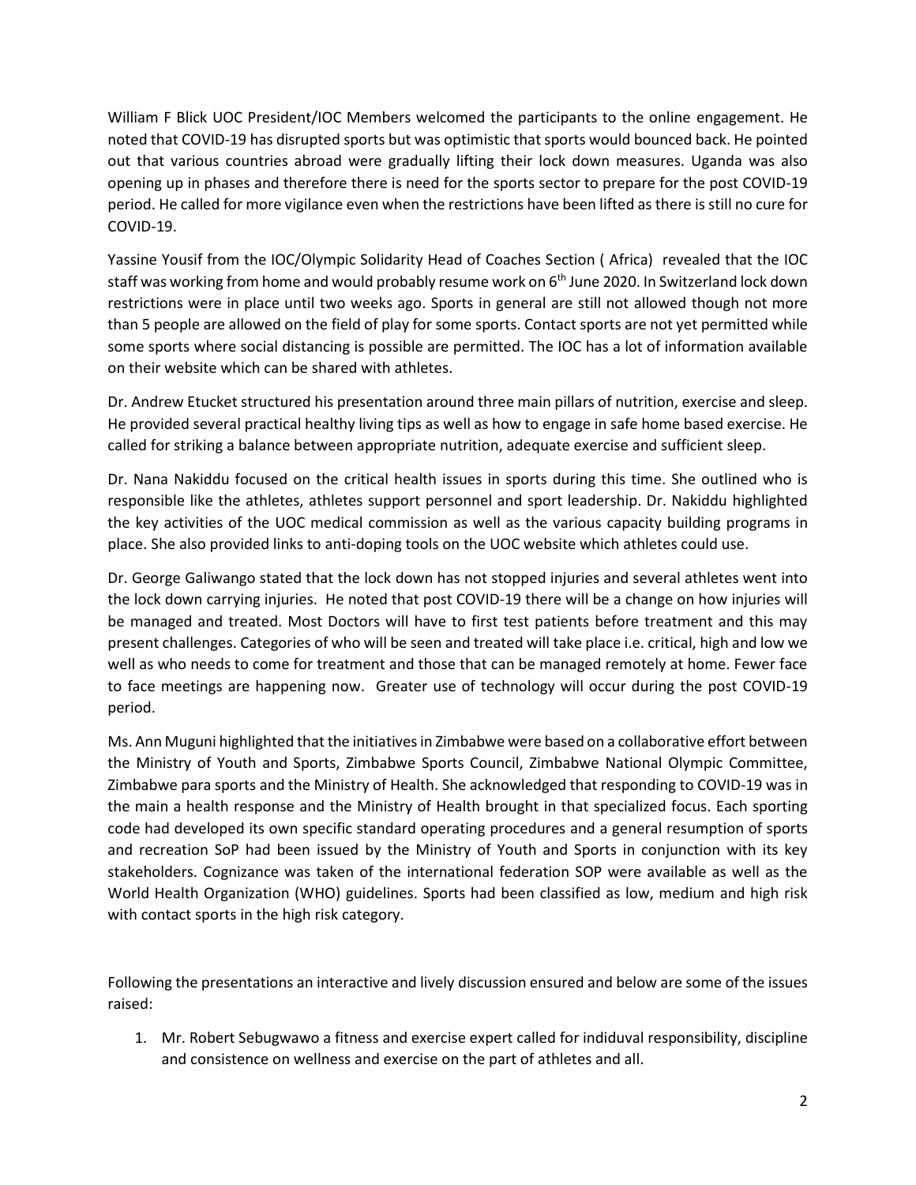William F Blick UOC President/IOC Members welcomed the participants to the online engagement. He noted that COVID-19 has disrupted sports but was optimistic that sports would bounced back. He pointed out that various countries abroad were gradually lifting their lock down measures. Uganda was also opening up in phases and therefore there is need for the sports sector to prepare for the post COVID-19 period. He called for more vigilance even when the restrictions have been lifted as there is still no cure for COVID-19.

Yassine Yousif from the IOC/Olympic Solidarity Head of Coaches Section ( Africa) revealed that the IOC staff was working from home and would probably resume work on 6th June 2020. In Switzerland lock down restrictions were in place until two weeks ago. Sports in general are still not allowed though not more than 5 people are allowed on the field of play for some sports. Contact sports are not yet permitted while some sports where social distancing is possible are permitted. The IOC has a lot of information available on their website which can be shared with athletes.

Dr. Andrew Etucket structured his presentation around three main pillars of nutrition, exercise and sleep. He provided several practical healthy living tips as well as how to engage in safe home based exercise. He called for striking a balance between appropriate nutrition, adequate exercise and sufficient sleep.

Dr. Nana Nakiddu focused on the critical health issues in sports during this time. She outlined who is responsible like the athletes, athletes support personnel and sport leadership. Dr. Nakiddu highlighted the key activities of the UOC medical commission as well as the various capacity building programs in place. She also provided links to anti-doping tools on the UOC website which athletes could use.

Dr. George Galiwango stated that the lock down has not stopped injuries and several athletes went into the lock down carrying injuries. He noted that post COVID-19 there will be a change on how injuries will be managed and treated. Most Doctors will have to first test patients before treatment and this may present challenges. Categories of who will be seen and treated will take place i.e. critical, high and low we well as who needs to come for treatment and those that can be managed remotely at home. Fewer face to face meetings are happening now. Greater use of technology will occur during the post COVID-19 period.

Ms. Ann Muguni highlighted that the initiatives in Zimbabwe were based on a collaborative effort between the Ministry of Youth and Sports, Zimbabwe Sports Council, Zimbabwe National Olympic Committee, Zimbabwe para sports and the Ministry of Health. She acknowledged that responding to COVID-19 was in the main a health response and the Ministry of Health brought in that specialized focus. Each sporting code had developed its own specific standard operating procedures and a general resumption of sports and recreation SoP had been issued by the Ministry of Youth and Sports in conjunction with its key stakeholders. Cognizance was taken of the international federation SOP were available as well as the World Health Organization (WHO) guidelines. Sports had been classified as low, medium and high risk with contact sports in the high risk category.

Following the presentations an interactive and lively discussion ensured and below are some of the issues raised:

1. Mr. Robert Sebugwawo a fitness and exercise expert called for indiduval responsibility, discipline and consistence on wellness and exercise on the part of athletes and all.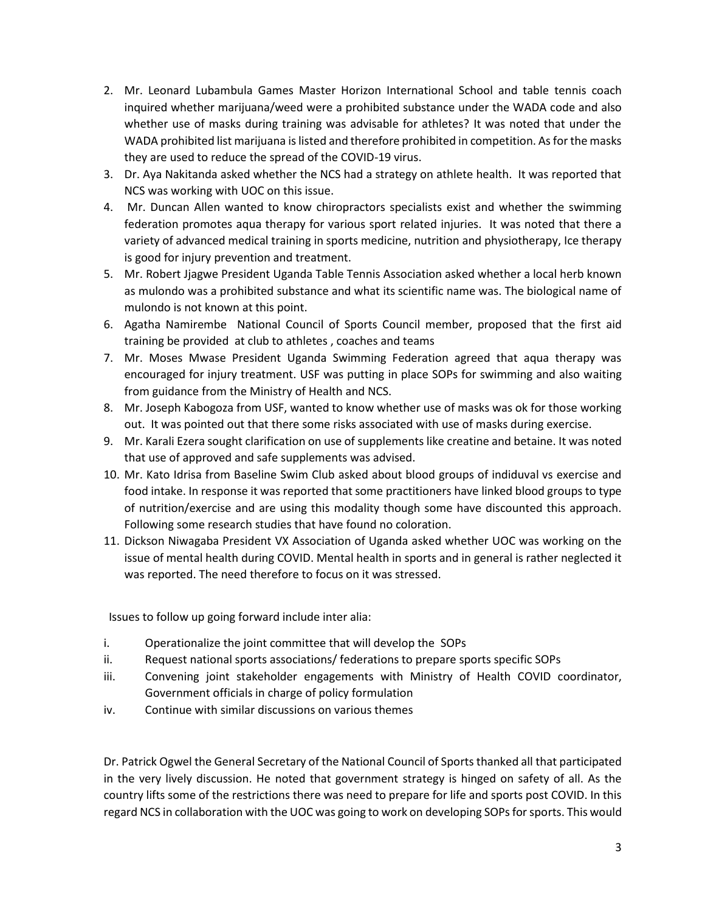2. Mr. Leonard Lubambula Games Master Horizon International School and table tennis coach inquired whether marijuana/weed were a prohibited substance under the WADA code and also whether use of masks during training was advisable for athletes? It was noted that under the WADA prohibited list marijuana is listed and therefore prohibited in competition. As for the masks they are used to reduce the spread of the COVID-19 virus.
3. Dr. Aya Nakitanda asked whether the NCS had a strategy on athlete health. It was reported that NCS was working with UOC on this issue.
4. Mr. Duncan Allen wanted to know chiropractors specialists exist and whether the swimming federation promotes aqua therapy for various sport related injuries. It was noted that there a variety of advanced medical training in sports medicine, nutrition and physiotherapy, Ice therapy is good for injury prevention and treatment.
5. Mr. Robert Jjagwe President Uganda Table Tennis Association asked whether a local herb known as mulondo was a prohibited substance and what its scientific name was. The biological name of mulondo is not known at this point.
6. Agatha Namirembe National Council of Sports Council member, proposed that the first aid training be provided at club to athletes , coaches and teams
7. Mr. Moses Mwase President Uganda Swimming Federation agreed that aqua therapy was encouraged for injury treatment. USF was putting in place SOPs for swimming and also waiting from guidance from the Ministry of Health and NCS.
8. Mr. Joseph Kabogoza from USF, wanted to know whether use of masks was ok for those working out. It was pointed out that there some risks associated with use of masks during exercise.
9. Mr. Karali Ezera sought clarification on use of supplements like creatine and betaine. It was noted that use of approved and safe supplements was advised.
10. Mr. Kato Idrisa from Baseline Swim Club asked about blood groups of indiduval vs exercise and food intake. In response it was reported that some practitioners have linked blood groups to type of nutrition/exercise and are using this modality though some have discounted this approach. Following some research studies that have found no coloration.
11. Dickson Niwagaba President VX Association of Uganda asked whether UOC was working on the issue of mental health during COVID. Mental health in sports and in general is rather neglected it was reported. The need therefore to focus on it was stressed.

Issues to follow up going forward include inter alia:

i. Operationalize the joint committee that will develop the SOPs
ii. Request national sports associations/ federations to prepare sports specific SOPs
iii. Convening joint stakeholder engagements with Ministry of Health COVID coordinator, Government officials in charge of policy formulation
iv. Continue with similar discussions on various themes

Dr. Patrick Ogwel the General Secretary of the National Council of Sports thanked all that participated in the very lively discussion. He noted that government strategy is hinged on safety of all. As the country lifts some of the restrictions there was need to prepare for life and sports post COVID. In this regard NCS in collaboration with the UOC was going to work on developing SOPs for sports. This would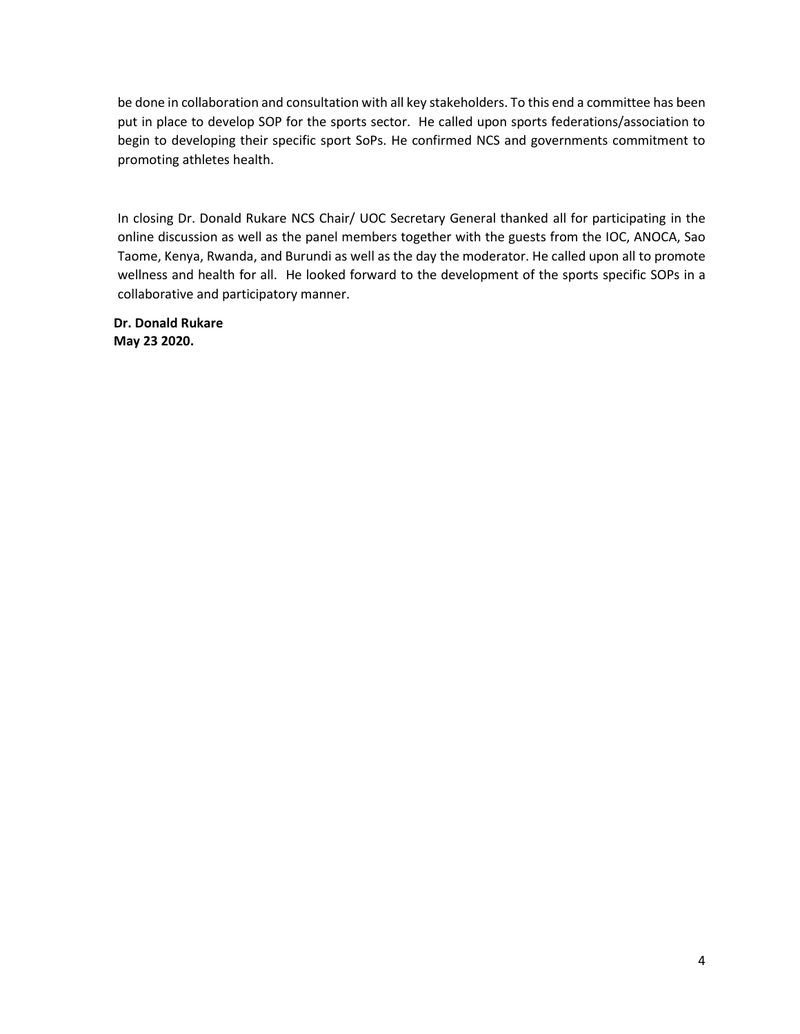be done in collaboration and consultation with all key stakeholders. To this end a committee has been put in place to develop SOP for the sports sector. He called upon sports federations/association to begin to developing their specific sport SoPs. He confirmed NCS and governments commitment to promoting athletes health.

In closing Dr. Donald Rukare NCS Chair/ UOC Secretary General thanked all for participating in the online discussion as well as the panel members together with the guests from the IOC, ANOCA, Sao Taome, Kenya, Rwanda, and Burundi as well as the day the moderator. He called upon all to promote wellness and health for all. He looked forward to the development of the sports specific SOPs in a collaborative and participatory manner.

**Dr. Donald Rukare**
**May 23 2020.**